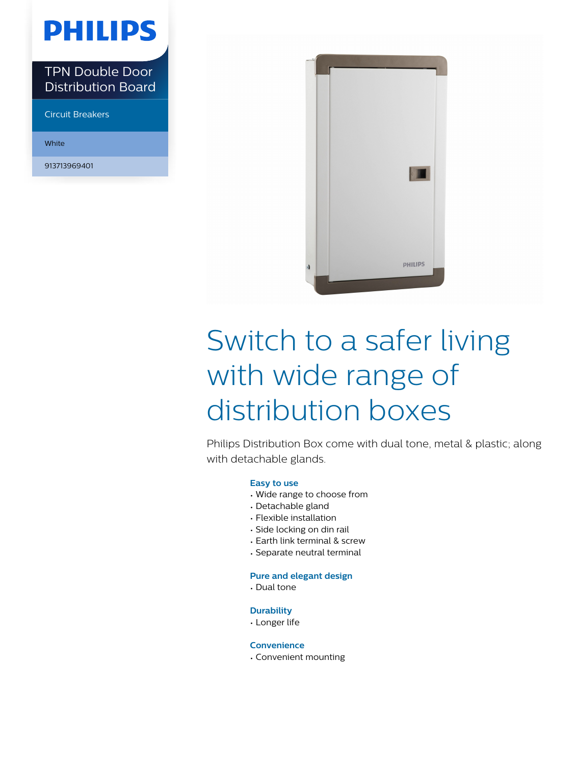PHILIPS

TPN Double Door Distribution Board

Circuit Breakers

White

913713969401

# Switch to a safer living with wide range of distribution boxes

Philips Distribution Box come with dual tone, metal & plastic; along with detachable glands.

### Easy to use

- Wide range to choose from
- Detachable gland
- Flexible installation
- Side locking on din rail
- Earth link terminal & screw
- Separate neutral terminal

### Pure and elegant design

- Dual tone

### Durability

- Longer life

### Convenience

- Convenient mounting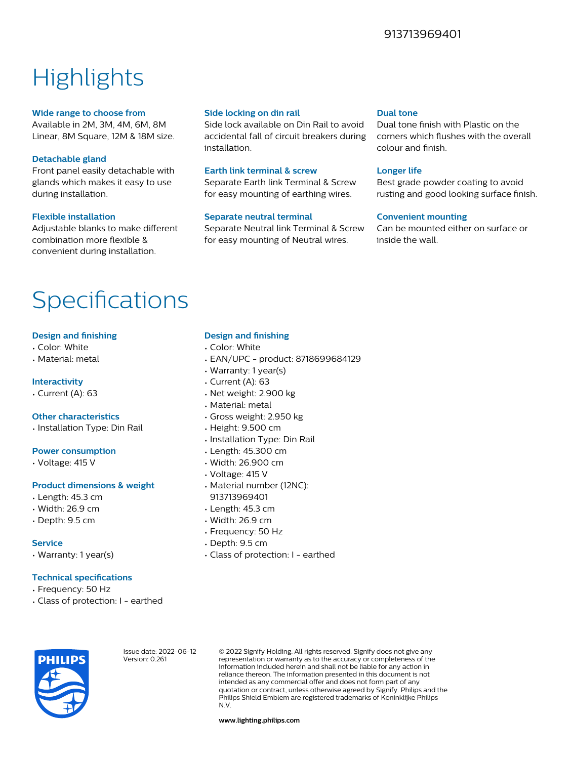913713969401

# Highlights

### Wide range to choose from

Available in 2M, 3M, 4M, 6M, 8M Linear, 8M Square, 12M & 18M size.

### Detachable gland

Front panel easily detachable with glands which makes it easy to use during installation.

### Flexible installation

Adjustable blanks to make different combination more flexible & convenient during installation.

### Side locking on din rail

Side lock available on Din Rail to avoid accidental fall of circuit breakers during installation.

### Earth link terminal & screw

Separate Earth link Terminal & Screw for easy mounting of earthing wires.

### Separate neutral terminal

Separate Neutral link Terminal & Screw for easy mounting of Neutral wires.

### Dual tone

Dual tone finish with Plastic on the corners which flushes with the overall colour and finish.

### Longer life

Best grade powder coating to avoid rusting and good looking surface finish.

### Convenient mounting

Can be mounted either on surface or inside the wall.

# Specifications

### Design and finishing

- Color: White
- Material: metal

### Interactivity

- Current (A): 63

### Other characteristics

- Installation Type: Din Rail

### Power consumption

- Voltage: 415 V

### Product dimensions & weight

- Length: 45.3 cm
- Width: 26.9 cm
- Depth: 9.5 cm

### Service

- Warranty: 1 year(s)

### Technical specifications

- Frequency: 50 Hz
- Class of protection: I - earthed

### Design and finishing

- Color: White
- EAN/UPC - product: 8718699684129
- Warranty: 1 year(s)
- Current (A): 63
- Net weight: 2.900 kg
- Material: metal
- Gross weight: 2.950 kg
- Height: 9.500 cm
- Installation Type: Din Rail
- Length: 45.300 cm
- Width: 26.900 cm
- Voltage: 415 V
- Material number (12NC): 913713969401
- Length: 45.3 cm
- Width: 26.9 cm
- Frequency: 50 Hz
- Depth: 9.5 cm
- Class of protection: I - earthed

Issue date: 2022-06-12
Version: 0.261

© 2022 Signify Holding. All rights reserved. Signify does not give any representation or warranty as to the accuracy or completeness of the information included herein and shall not be liable for any action in reliance thereon. The information presented in this document is not intended as any commercial offer and does not form part of any quotation or contract, unless otherwise agreed by Signify. Philips and the Philips Shield Emblem are registered trademarks of Koninklijke Philips N.V.

**www.lighting.philips.com**